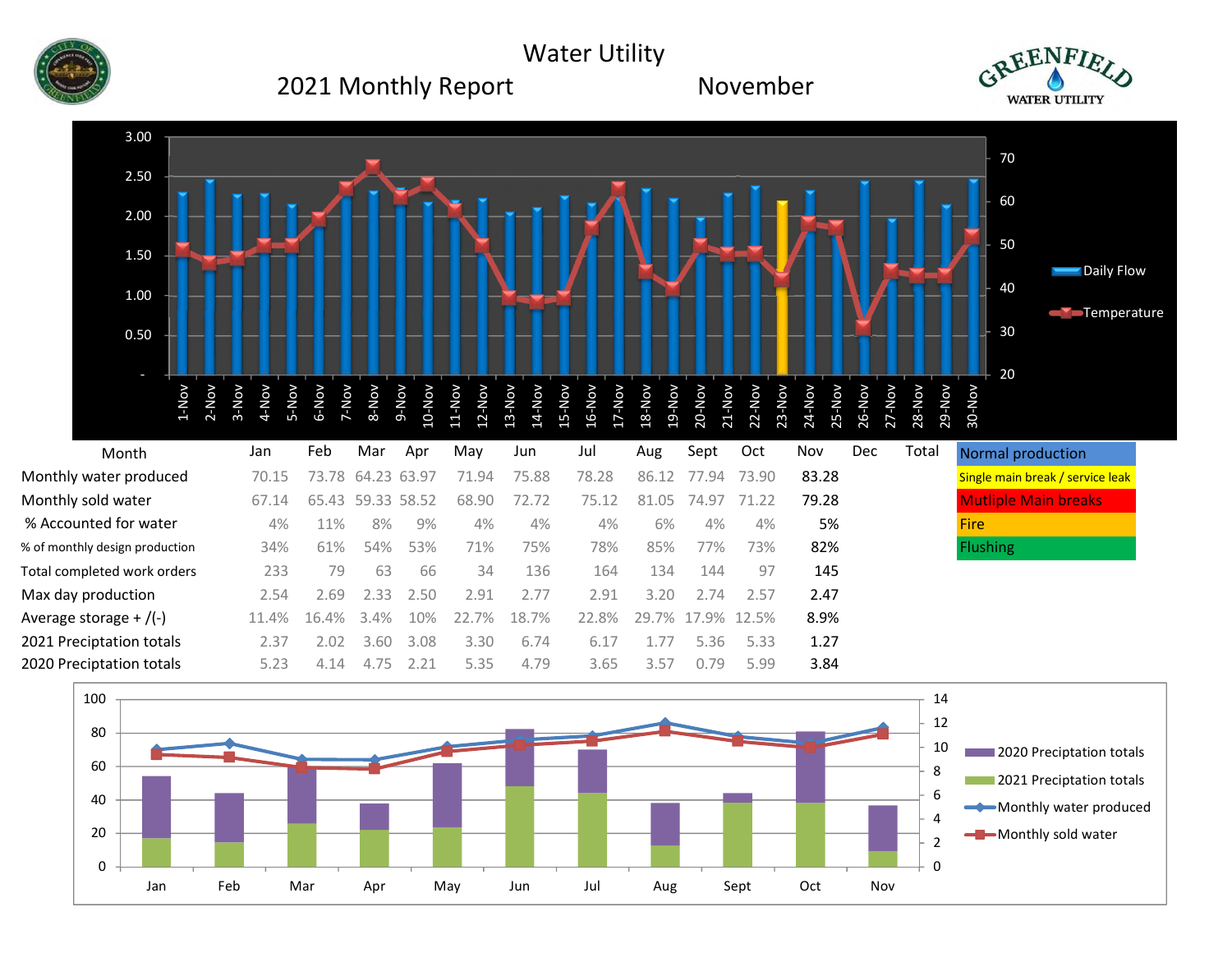# Water Utility

## 2021 Monthly Report — November

GREENFIELD WATER UTILITY

| Month | Jan | Feb | Mar | Apr | May | Jun | Jul | Aug | Sept | Oct | Nov | Dec | Total |
|---|---|---|---|---|---|---|---|---|---|---|---|---|---|
| Monthly water produced | 70.15 | 73.78 | 64.23 | 63.97 | 71.94 | 75.88 | 78.28 | 86.12 | 77.94 | 73.90 | 83.28 | | |
| Monthly sold water | 67.14 | 65.43 | 59.33 | 58.52 | 68.90 | 72.72 | 75.12 | 81.05 | 74.97 | 71.22 | 79.28 | | |
| % Accounted for water | 4% | 11% | 8% | 9% | 4% | 4% | 4% | 6% | 4% | 4% | 5% | | |
| % of monthly design production | 34% | 61% | 54% | 53% | 71% | 75% | 78% | 85% | 77% | 73% | 82% | | |
| Total completed work orders | 233 | 79 | 63 | 66 | 34 | 136 | 164 | 134 | 144 | 97 | 145 | | |
| Max day production | 2.54 | 2.69 | 2.33 | 2.50 | 2.91 | 2.77 | 2.91 | 3.20 | 2.74 | 2.57 | 2.47 | | |
| Average storage +/(-) | 11.4% | 16.4% | 3.4% | 10% | 22.7% | 18.7% | 22.8% | 29.7% | 17.9% | 12.5% | 8.9% | | |
| 2021 Preciptation totals | 2.37 | 2.02 | 3.60 | 3.08 | 3.30 | 6.74 | 6.17 | 1.77 | 5.36 | 5.33 | 1.27 | | |
| 2020 Preciptation totals | 5.23 | 4.14 | 4.75 | 2.21 | 5.35 | 4.79 | 3.65 | 3.57 | 0.79 | 5.99 | 3.84 | | |

Legend:
- Normal production
- Single main break / service leak
- Mutliple Main breaks
- Fire
- Flushing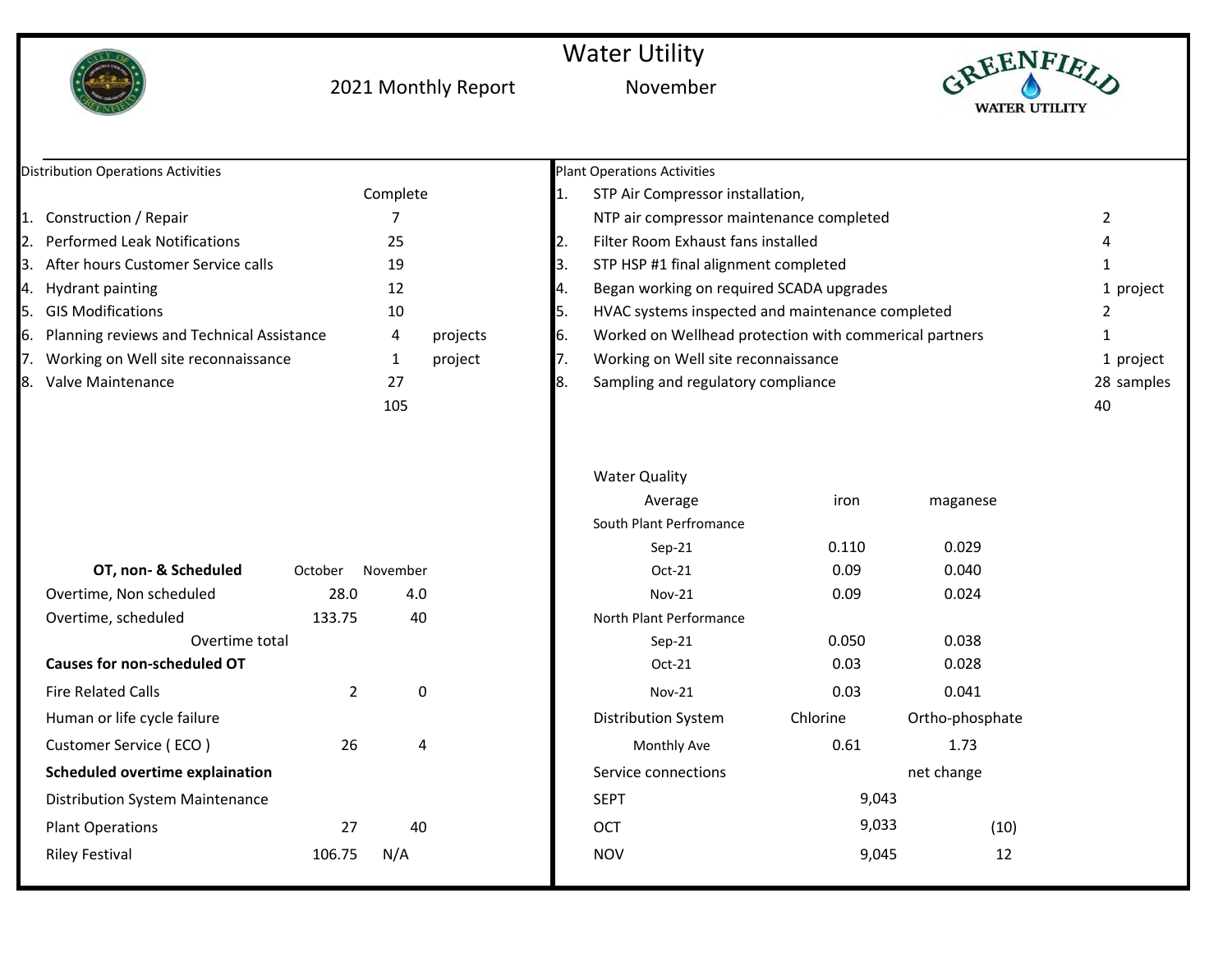# Water Utility

2021 Monthly Report — November

## Distribution Operations Activities

| | | Complete | |
|---|---|---|---|
| 1. | Construction / Repair | 7 | |
| 2. | Performed Leak Notifications | 25 | |
| 3. | After hours Customer Service calls | 19 | |
| 4. | Hydrant painting | 12 | |
| 5. | GIS Modifications | 10 | |
| 6. | Planning reviews and Technical Assistance | 4 | projects |
| 7. | Working on Well site reconnaissance | 1 | project |
| 8. | Valve Maintenance | 27 | |
| | | 105 | |

| OT, non- & Scheduled | October | November |
|---|---|---|
| Overtime, Non scheduled | 28.0 | 4.0 |
| Overtime, scheduled | 133.75 | 40 |
| Overtime total | | |
| **Causes for non-scheduled OT** | | |
| Fire Related Calls | 2 | 0 |
| Human or life cycle failure | | |
| Customer Service ( ECO ) | 26 | 4 |
| **Scheduled overtime explaination** | | |
| Distribution System Maintenance | | |
| Plant Operations | 27 | 40 |
| Riley Festival | 106.75 | N/A |

## Plant Operations Activities

| | | | |
|---|---|---|---|
| 1. | STP Air Compressor installation, NTP air compressor maintenance completed | 2 | |
| 2. | Filter Room Exhaust fans installed | 4 | |
| 3. | STP HSP #1 final alignment completed | 1 | |
| 4. | Began working on required SCADA upgrades | 1 | project |
| 5. | HVAC systems inspected and maintenance completed | 2 | |
| 6. | Worked on Wellhead protection with commerical partners | 1 | |
| 7. | Working on Well site reconnaissance | 1 | project |
| 8. | Sampling and regulatory compliance | 28 | samples |
| | | 40 | |

### Water Quality

| Average | iron | maganese |
|---|---|---|
| **South Plant Perfromance** | | |
| Sep-21 | 0.110 | 0.029 |
| Oct-21 | 0.09 | 0.040 |
| Nov-21 | 0.09 | 0.024 |
| **North Plant Performance** | | |
| Sep-21 | 0.050 | 0.038 |
| Oct-21 | 0.03 | 0.028 |
| Nov-21 | 0.03 | 0.041 |

| Distribution System | Chlorine | Ortho-phosphate |
|---|---|---|
| Monthly Ave | 0.61 | 1.73 |

| Service connections | | net change |
|---|---|---|
| SEPT | 9,043 | |
| OCT | 9,033 | (10) |
| NOV | 9,045 | 12 |